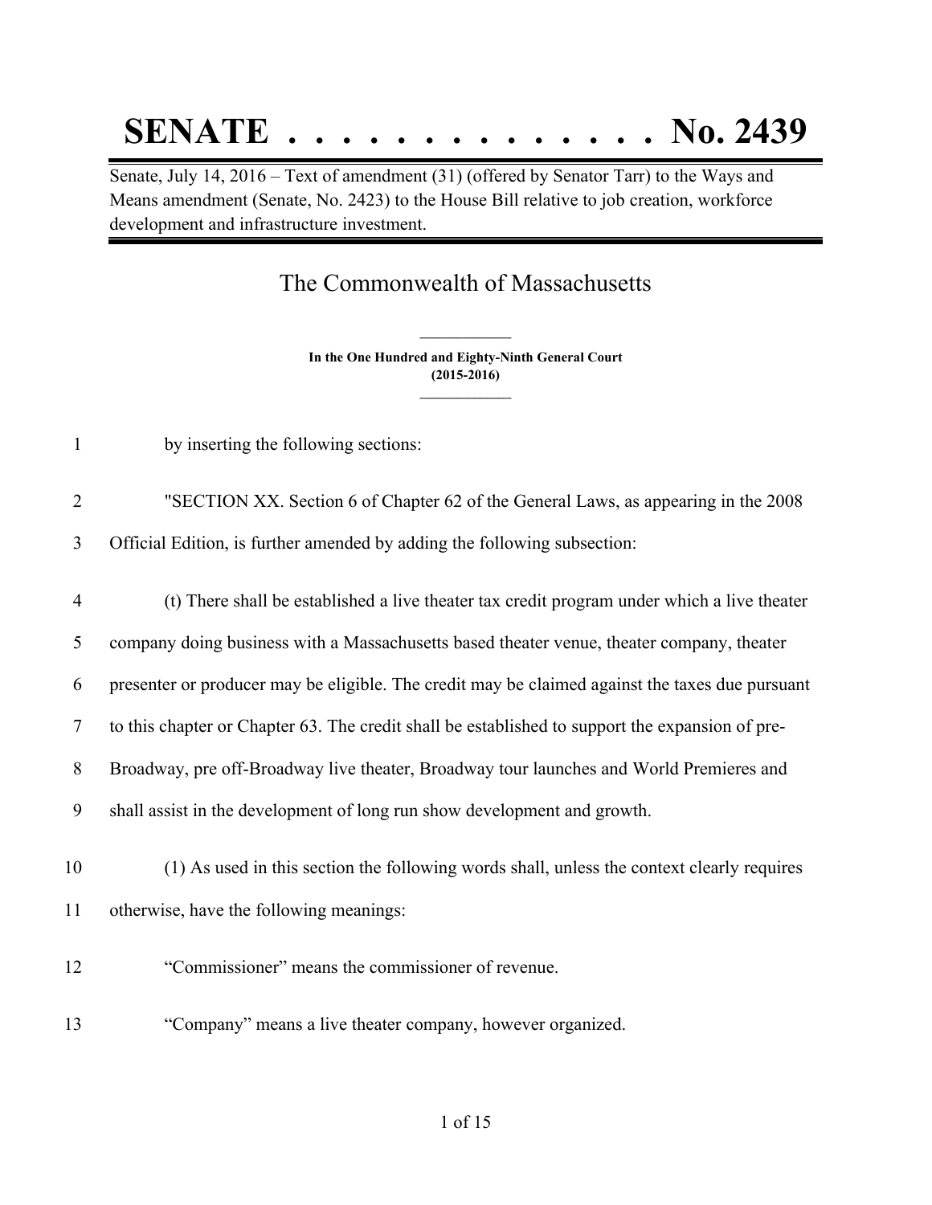# SENATE . . . . . . . . . . . . . . No. 2439

Senate, July 14, 2016 – Text of amendment (31) (offered by Senator Tarr) to the Ways and Means amendment (Senate, No. 2423) to the House Bill relative to job creation, workforce development and infrastructure investment.

## The Commonwealth of Massachusetts

**In the One Hundred and Eighty-Ninth General Court (2015-2016)**

1 by inserting the following sections:

2 "SECTION XX. Section 6 of Chapter 62 of the General Laws, as appearing in the 2008
3 Official Edition, is further amended by adding the following subsection:

4 (t) There shall be established a live theater tax credit program under which a live theater
5 company doing business with a Massachusetts based theater venue, theater company, theater
6 presenter or producer may be eligible. The credit may be claimed against the taxes due pursuant
7 to this chapter or Chapter 63. The credit shall be established to support the expansion of pre-
8 Broadway, pre off-Broadway live theater, Broadway tour launches and World Premieres and
9 shall assist in the development of long run show development and growth.

10 (1) As used in this section the following words shall, unless the context clearly requires
11 otherwise, have the following meanings:

12 "Commissioner" means the commissioner of revenue.

13 "Company" means a live theater company, however organized.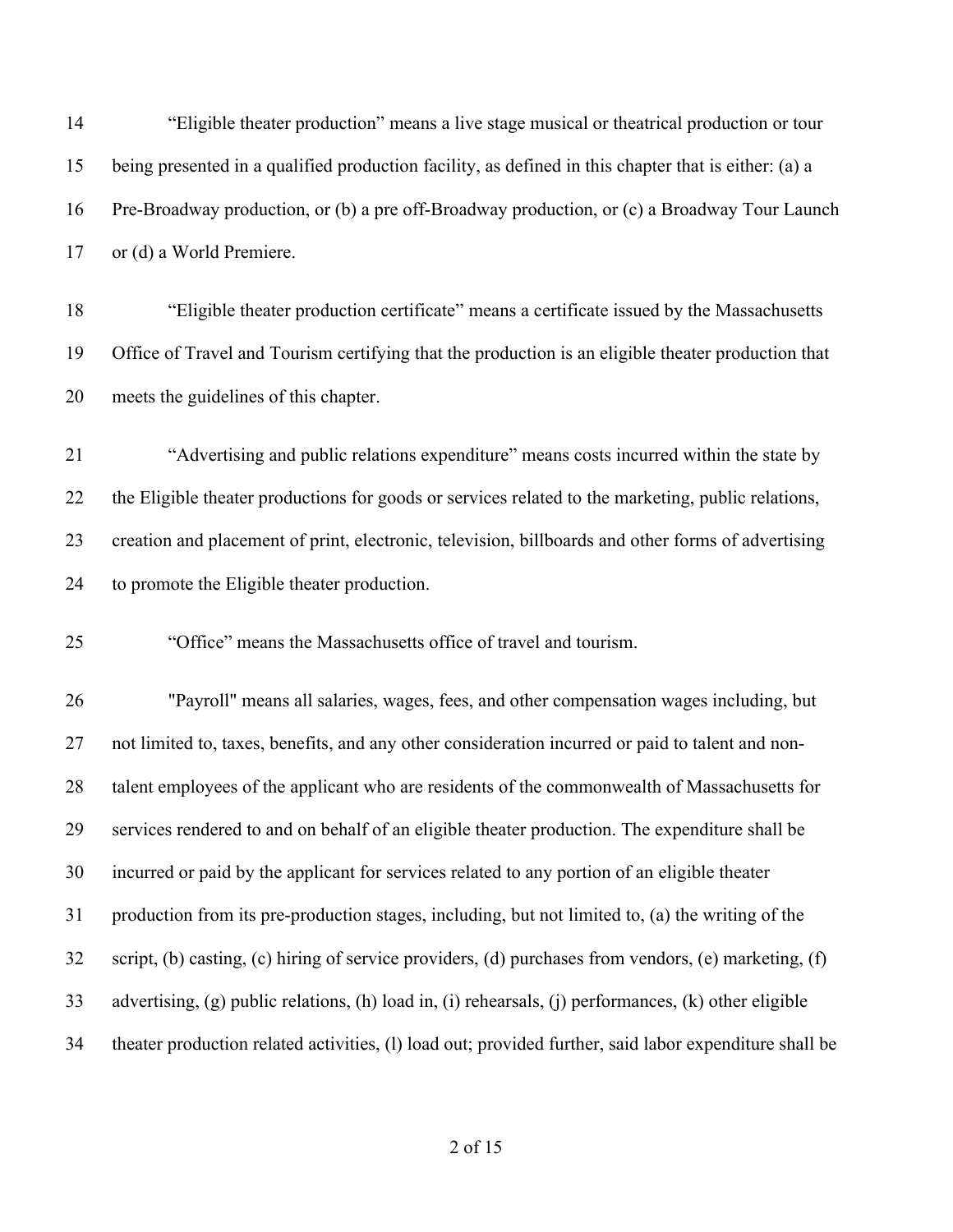14 “Eligible theater production” means a live stage musical or theatrical production or tour
15 being presented in a qualified production facility, as defined in this chapter that is either: (a) a
16 Pre-Broadway production, or (b) a pre off-Broadway production, or (c) a Broadway Tour Launch
17 or (d) a World Premiere.

18 “Eligible theater production certificate” means a certificate issued by the Massachusetts
19 Office of Travel and Tourism certifying that the production is an eligible theater production that
20 meets the guidelines of this chapter.

21 “Advertising and public relations expenditure” means costs incurred within the state by
22 the Eligible theater productions for goods or services related to the marketing, public relations,
23 creation and placement of print, electronic, television, billboards and other forms of advertising
24 to promote the Eligible theater production.

25 “Office” means the Massachusetts office of travel and tourism.

26 "Payroll" means all salaries, wages, fees, and other compensation wages including, but
27 not limited to, taxes, benefits, and any other consideration incurred or paid to talent and non-
28 talent employees of the applicant who are residents of the commonwealth of Massachusetts for
29 services rendered to and on behalf of an eligible theater production. The expenditure shall be
30 incurred or paid by the applicant for services related to any portion of an eligible theater
31 production from its pre-production stages, including, but not limited to, (a) the writing of the
32 script, (b) casting, (c) hiring of service providers, (d) purchases from vendors, (e) marketing, (f)
33 advertising, (g) public relations, (h) load in, (i) rehearsals, (j) performances, (k) other eligible
34 theater production related activities, (l) load out; provided further, said labor expenditure shall be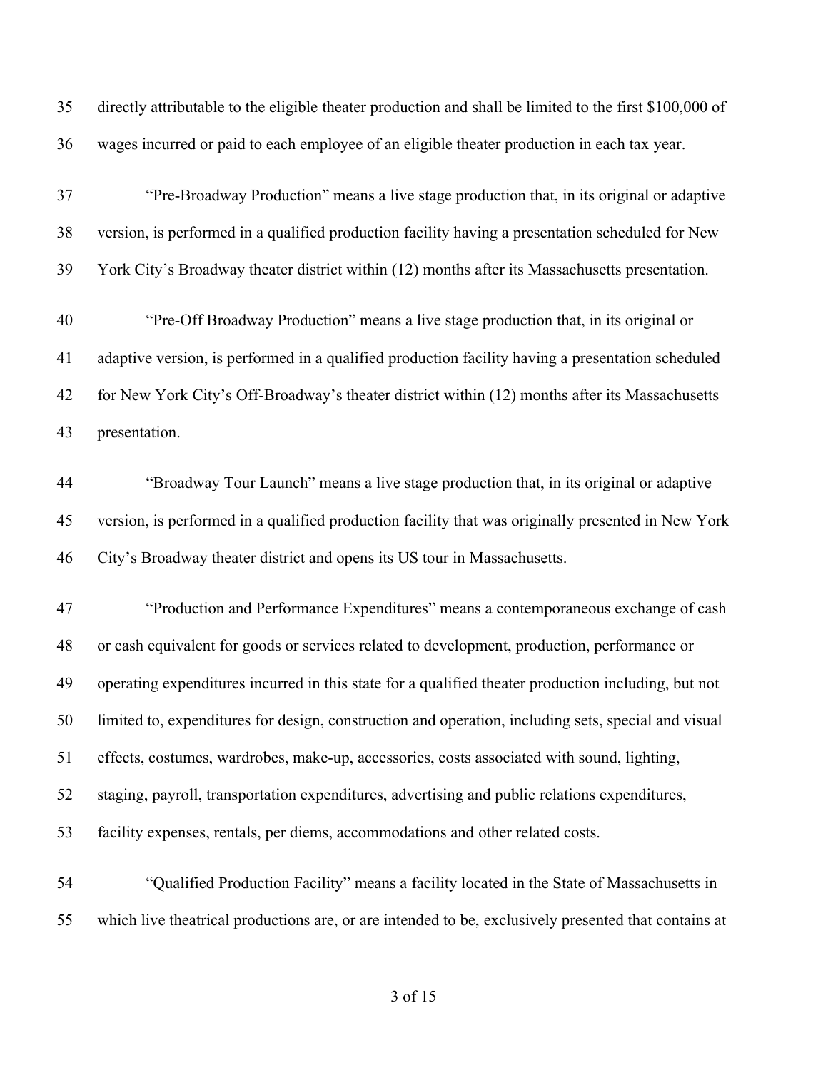directly attributable to the eligible theater production and shall be limited to the first $100,000 of wages incurred or paid to each employee of an eligible theater production in each tax year.

"Pre-Broadway Production" means a live stage production that, in its original or adaptive version, is performed in a qualified production facility having a presentation scheduled for New York City's Broadway theater district within (12) months after its Massachusetts presentation.

"Pre-Off Broadway Production" means a live stage production that, in its original or adaptive version, is performed in a qualified production facility having a presentation scheduled for New York City's Off-Broadway's theater district within (12) months after its Massachusetts presentation.

"Broadway Tour Launch" means a live stage production that, in its original or adaptive version, is performed in a qualified production facility that was originally presented in New York City's Broadway theater district and opens its US tour in Massachusetts.

"Production and Performance Expenditures" means a contemporaneous exchange of cash or cash equivalent for goods or services related to development, production, performance or operating expenditures incurred in this state for a qualified theater production including, but not limited to, expenditures for design, construction and operation, including sets, special and visual effects, costumes, wardrobes, make-up, accessories, costs associated with sound, lighting, staging, payroll, transportation expenditures, advertising and public relations expenditures, facility expenses, rentals, per diems, accommodations and other related costs.

"Qualified Production Facility" means a facility located in the State of Massachusetts in which live theatrical productions are, or are intended to be, exclusively presented that contains at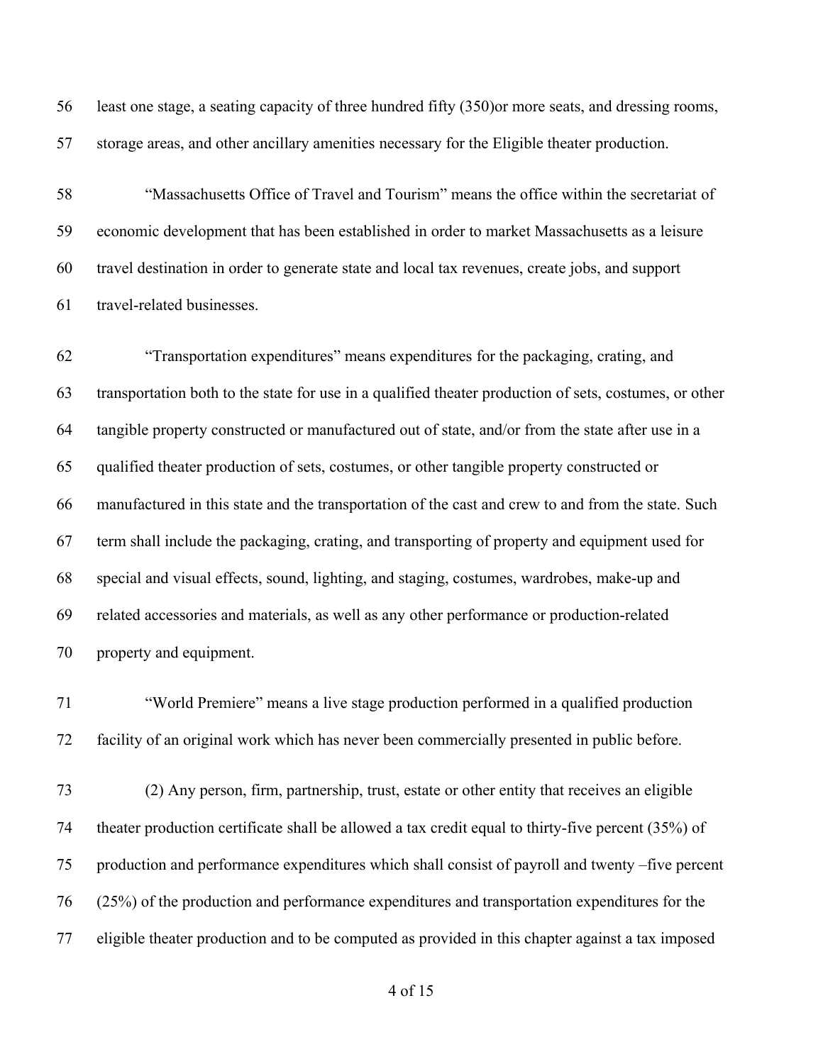least one stage, a seating capacity of three hundred fifty (350)or more seats, and dressing rooms, storage areas, and other ancillary amenities necessary for the Eligible theater production.

"Massachusetts Office of Travel and Tourism" means the office within the secretariat of economic development that has been established in order to market Massachusetts as a leisure travel destination in order to generate state and local tax revenues, create jobs, and support travel-related businesses.

"Transportation expenditures" means expenditures for the packaging, crating, and transportation both to the state for use in a qualified theater production of sets, costumes, or other tangible property constructed or manufactured out of state, and/or from the state after use in a qualified theater production of sets, costumes, or other tangible property constructed or manufactured in this state and the transportation of the cast and crew to and from the state. Such term shall include the packaging, crating, and transporting of property and equipment used for special and visual effects, sound, lighting, and staging, costumes, wardrobes, make-up and related accessories and materials, as well as any other performance or production-related property and equipment.

"World Premiere" means a live stage production performed in a qualified production facility of an original work which has never been commercially presented in public before.

(2) Any person, firm, partnership, trust, estate or other entity that receives an eligible theater production certificate shall be allowed a tax credit equal to thirty-five percent (35%) of production and performance expenditures which shall consist of payroll and twenty –five percent (25%) of the production and performance expenditures and transportation expenditures for the eligible theater production and to be computed as provided in this chapter against a tax imposed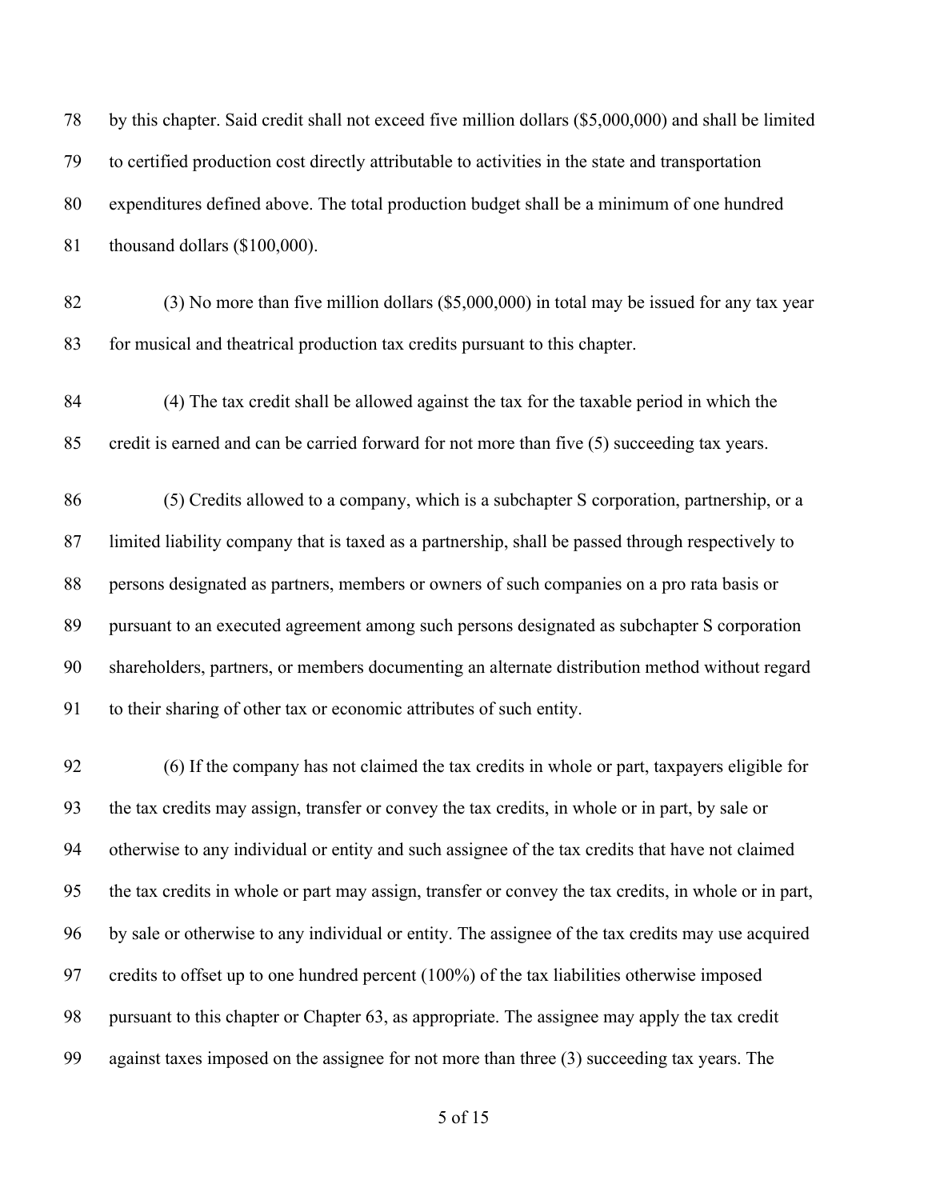by this chapter. Said credit shall not exceed five million dollars ($5,000,000) and shall be limited to certified production cost directly attributable to activities in the state and transportation expenditures defined above. The total production budget shall be a minimum of one hundred thousand dollars ($100,000).

(3) No more than five million dollars ($5,000,000) in total may be issued for any tax year for musical and theatrical production tax credits pursuant to this chapter.

(4) The tax credit shall be allowed against the tax for the taxable period in which the credit is earned and can be carried forward for not more than five (5) succeeding tax years.

(5) Credits allowed to a company, which is a subchapter S corporation, partnership, or a limited liability company that is taxed as a partnership, shall be passed through respectively to persons designated as partners, members or owners of such companies on a pro rata basis or pursuant to an executed agreement among such persons designated as subchapter S corporation shareholders, partners, or members documenting an alternate distribution method without regard to their sharing of other tax or economic attributes of such entity.

(6) If the company has not claimed the tax credits in whole or part, taxpayers eligible for the tax credits may assign, transfer or convey the tax credits, in whole or in part, by sale or otherwise to any individual or entity and such assignee of the tax credits that have not claimed the tax credits in whole or part may assign, transfer or convey the tax credits, in whole or in part, by sale or otherwise to any individual or entity. The assignee of the tax credits may use acquired credits to offset up to one hundred percent (100%) of the tax liabilities otherwise imposed pursuant to this chapter or Chapter 63, as appropriate. The assignee may apply the tax credit against taxes imposed on the assignee for not more than three (3) succeeding tax years. The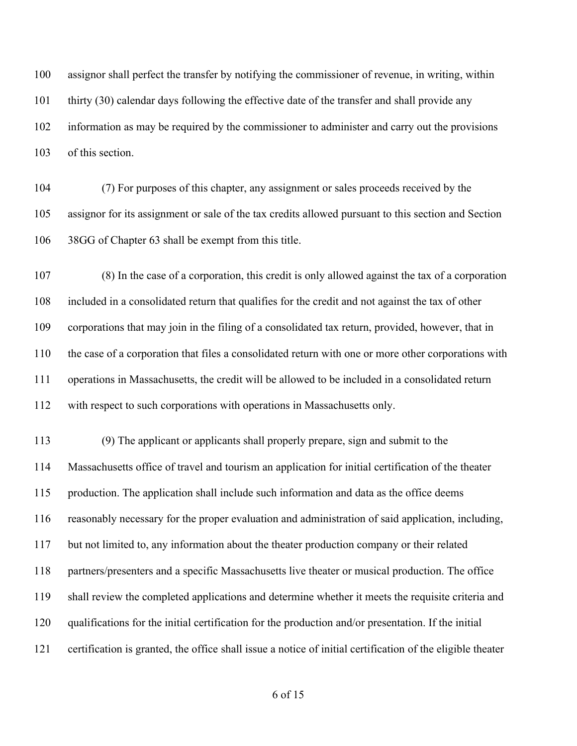assignor shall perfect the transfer by notifying the commissioner of revenue, in writing, within thirty (30) calendar days following the effective date of the transfer and shall provide any information as may be required by the commissioner to administer and carry out the provisions of this section.

(7) For purposes of this chapter, any assignment or sales proceeds received by the assignor for its assignment or sale of the tax credits allowed pursuant to this section and Section 38GG of Chapter 63 shall be exempt from this title.

(8) In the case of a corporation, this credit is only allowed against the tax of a corporation included in a consolidated return that qualifies for the credit and not against the tax of other corporations that may join in the filing of a consolidated tax return, provided, however, that in the case of a corporation that files a consolidated return with one or more other corporations with operations in Massachusetts, the credit will be allowed to be included in a consolidated return with respect to such corporations with operations in Massachusetts only.

(9) The applicant or applicants shall properly prepare, sign and submit to the Massachusetts office of travel and tourism an application for initial certification of the theater production. The application shall include such information and data as the office deems reasonably necessary for the proper evaluation and administration of said application, including, but not limited to, any information about the theater production company or their related partners/presenters and a specific Massachusetts live theater or musical production. The office shall review the completed applications and determine whether it meets the requisite criteria and qualifications for the initial certification for the production and/or presentation. If the initial certification is granted, the office shall issue a notice of initial certification of the eligible theater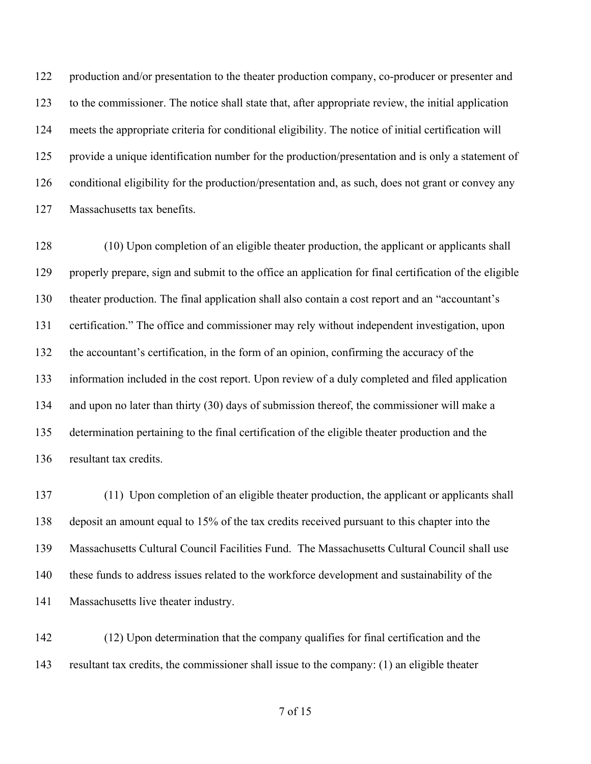production and/or presentation to the theater production company, co-producer or presenter and to the commissioner. The notice shall state that, after appropriate review, the initial application meets the appropriate criteria for conditional eligibility. The notice of initial certification will provide a unique identification number for the production/presentation and is only a statement of conditional eligibility for the production/presentation and, as such, does not grant or convey any Massachusetts tax benefits.

(10) Upon completion of an eligible theater production, the applicant or applicants shall properly prepare, sign and submit to the office an application for final certification of the eligible theater production. The final application shall also contain a cost report and an "accountant's certification." The office and commissioner may rely without independent investigation, upon the accountant's certification, in the form of an opinion, confirming the accuracy of the information included in the cost report. Upon review of a duly completed and filed application and upon no later than thirty (30) days of submission thereof, the commissioner will make a determination pertaining to the final certification of the eligible theater production and the resultant tax credits.

(11) Upon completion of an eligible theater production, the applicant or applicants shall deposit an amount equal to 15% of the tax credits received pursuant to this chapter into the Massachusetts Cultural Council Facilities Fund. The Massachusetts Cultural Council shall use these funds to address issues related to the workforce development and sustainability of the Massachusetts live theater industry.

(12) Upon determination that the company qualifies for final certification and the resultant tax credits, the commissioner shall issue to the company: (1) an eligible theater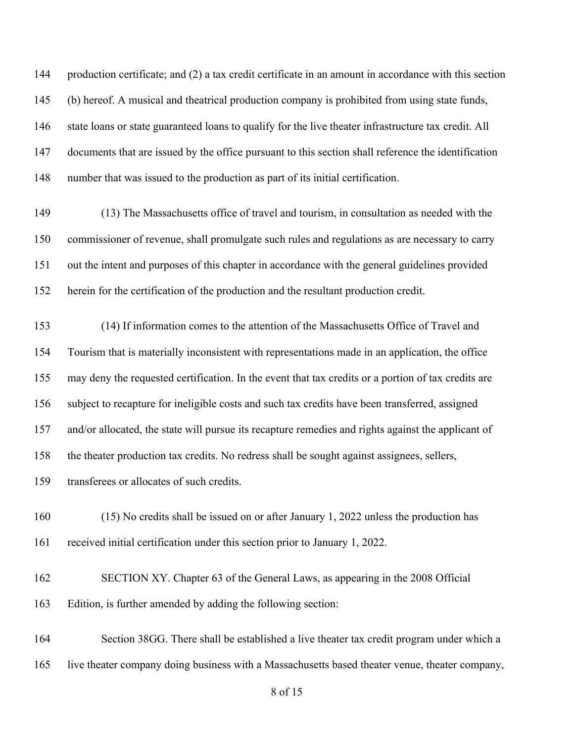production certificate; and (2) a tax credit certificate in an amount in accordance with this section (b) hereof. A musical and theatrical production company is prohibited from using state funds, state loans or state guaranteed loans to qualify for the live theater infrastructure tax credit. All documents that are issued by the office pursuant to this section shall reference the identification number that was issued to the production as part of its initial certification.

(13) The Massachusetts office of travel and tourism, in consultation as needed with the commissioner of revenue, shall promulgate such rules and regulations as are necessary to carry out the intent and purposes of this chapter in accordance with the general guidelines provided herein for the certification of the production and the resultant production credit.

(14) If information comes to the attention of the Massachusetts Office of Travel and Tourism that is materially inconsistent with representations made in an application, the office may deny the requested certification. In the event that tax credits or a portion of tax credits are subject to recapture for ineligible costs and such tax credits have been transferred, assigned and/or allocated, the state will pursue its recapture remedies and rights against the applicant of the theater production tax credits. No redress shall be sought against assignees, sellers, transferees or allocates of such credits.

(15) No credits shall be issued on or after January 1, 2022 unless the production has received initial certification under this section prior to January 1, 2022.

SECTION XY. Chapter 63 of the General Laws, as appearing in the 2008 Official Edition, is further amended by adding the following section:

Section 38GG. There shall be established a live theater tax credit program under which a live theater company doing business with a Massachusetts based theater venue, theater company,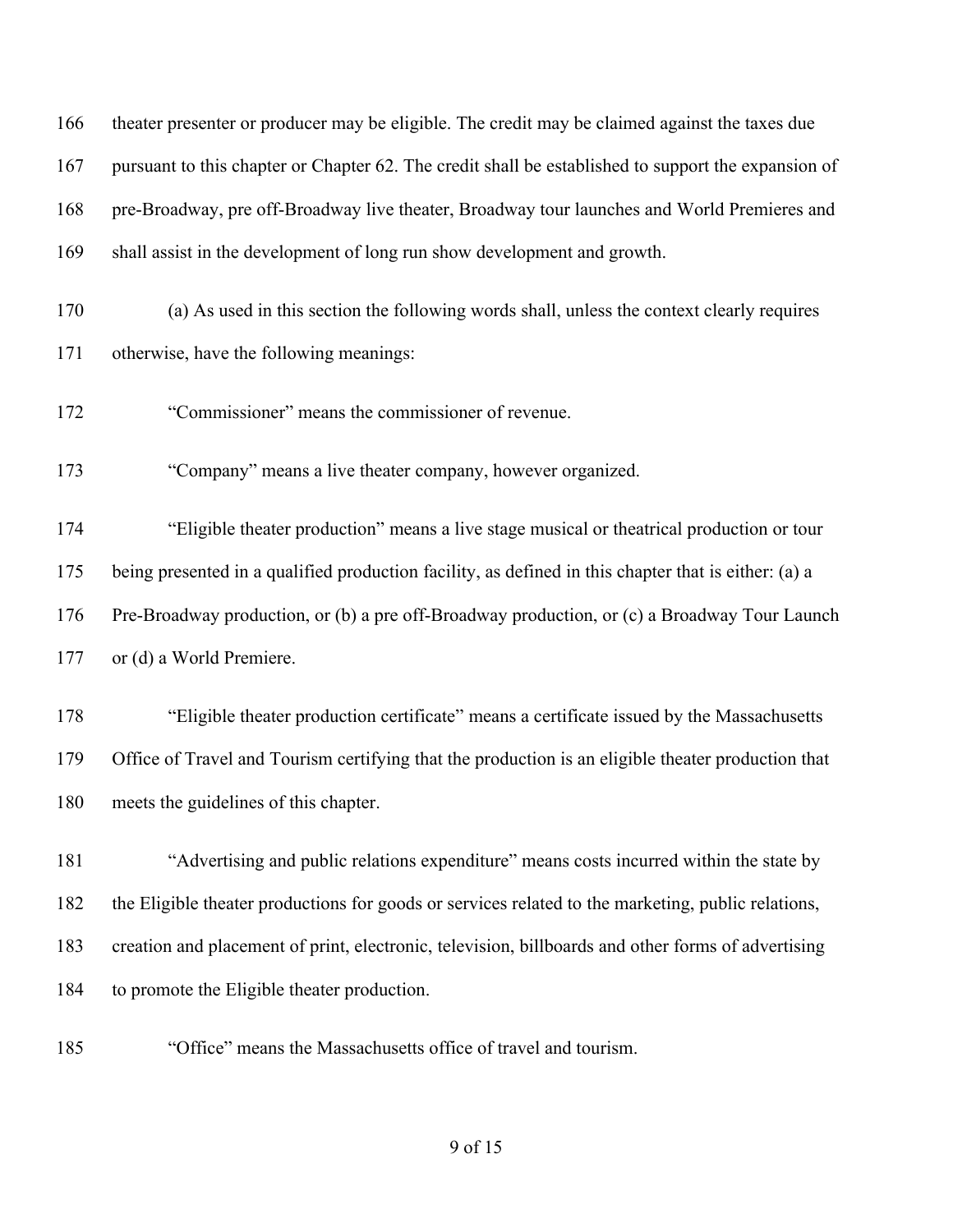theater presenter or producer may be eligible. The credit may be claimed against the taxes due pursuant to this chapter or Chapter 62. The credit shall be established to support the expansion of pre-Broadway, pre off-Broadway live theater, Broadway tour launches and World Premieres and shall assist in the development of long run show development and growth.

(a) As used in this section the following words shall, unless the context clearly requires otherwise, have the following meanings:

"Commissioner" means the commissioner of revenue.

"Company" means a live theater company, however organized.

"Eligible theater production" means a live stage musical or theatrical production or tour being presented in a qualified production facility, as defined in this chapter that is either: (a) a Pre-Broadway production, or (b) a pre off-Broadway production, or (c) a Broadway Tour Launch or (d) a World Premiere.

"Eligible theater production certificate" means a certificate issued by the Massachusetts Office of Travel and Tourism certifying that the production is an eligible theater production that meets the guidelines of this chapter.

"Advertising and public relations expenditure" means costs incurred within the state by the Eligible theater productions for goods or services related to the marketing, public relations, creation and placement of print, electronic, television, billboards and other forms of advertising to promote the Eligible theater production.

"Office" means the Massachusetts office of travel and tourism.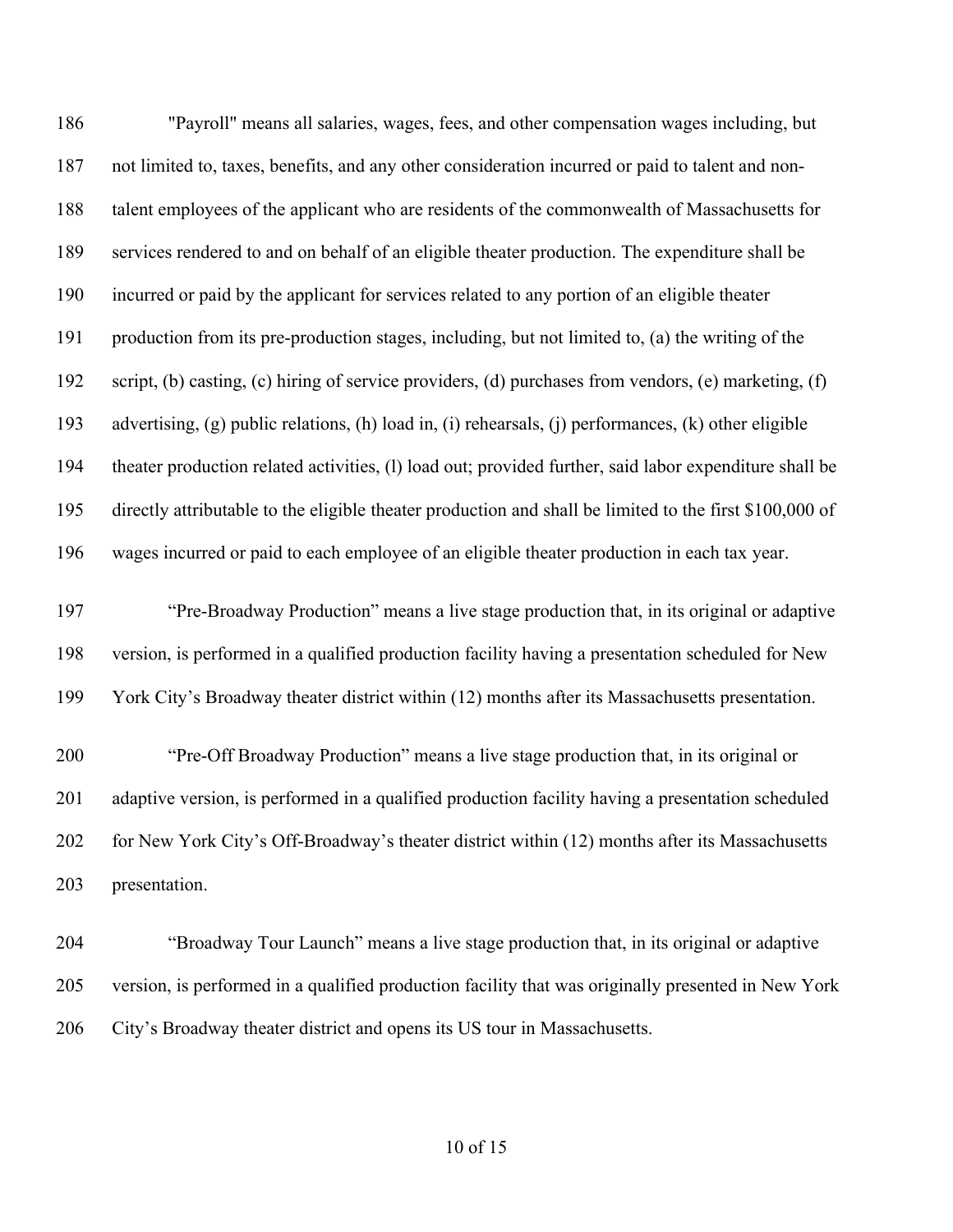"Payroll" means all salaries, wages, fees, and other compensation wages including, but not limited to, taxes, benefits, and any other consideration incurred or paid to talent and non-talent employees of the applicant who are residents of the commonwealth of Massachusetts for services rendered to and on behalf of an eligible theater production. The expenditure shall be incurred or paid by the applicant for services related to any portion of an eligible theater production from its pre-production stages, including, but not limited to, (a) the writing of the script, (b) casting, (c) hiring of service providers, (d) purchases from vendors, (e) marketing, (f) advertising, (g) public relations, (h) load in, (i) rehearsals, (j) performances, (k) other eligible theater production related activities, (l) load out; provided further, said labor expenditure shall be directly attributable to the eligible theater production and shall be limited to the first $100,000 of wages incurred or paid to each employee of an eligible theater production in each tax year.

"Pre-Broadway Production" means a live stage production that, in its original or adaptive version, is performed in a qualified production facility having a presentation scheduled for New York City's Broadway theater district within (12) months after its Massachusetts presentation.

"Pre-Off Broadway Production" means a live stage production that, in its original or adaptive version, is performed in a qualified production facility having a presentation scheduled for New York City's Off-Broadway's theater district within (12) months after its Massachusetts presentation.

"Broadway Tour Launch" means a live stage production that, in its original or adaptive version, is performed in a qualified production facility that was originally presented in New York City's Broadway theater district and opens its US tour in Massachusetts.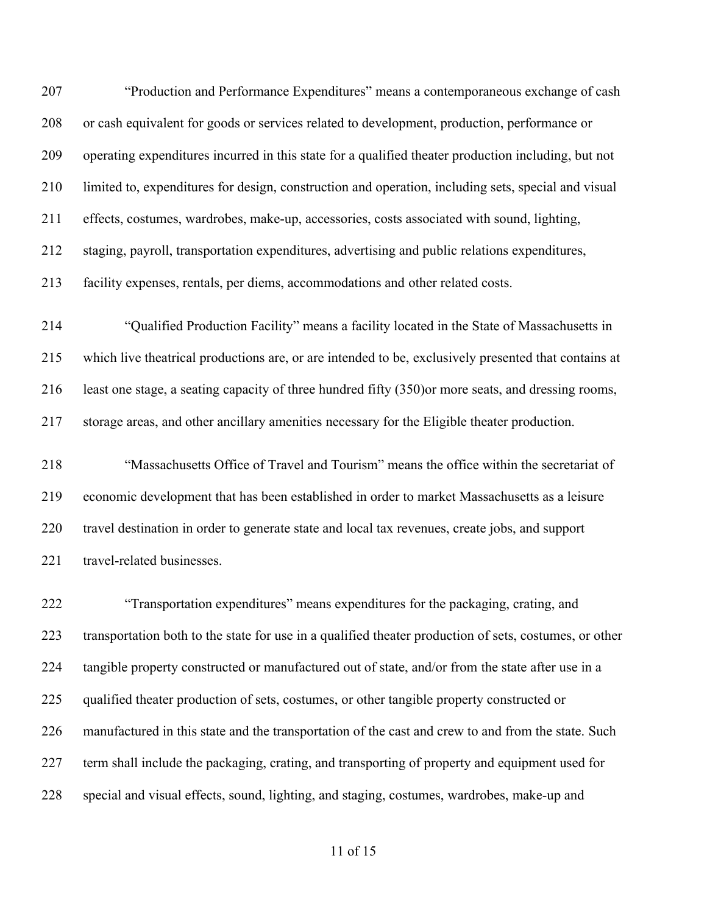"Production and Performance Expenditures" means a contemporaneous exchange of cash or cash equivalent for goods or services related to development, production, performance or operating expenditures incurred in this state for a qualified theater production including, but not limited to, expenditures for design, construction and operation, including sets, special and visual effects, costumes, wardrobes, make-up, accessories, costs associated with sound, lighting, staging, payroll, transportation expenditures, advertising and public relations expenditures, facility expenses, rentals, per diems, accommodations and other related costs.

"Qualified Production Facility" means a facility located in the State of Massachusetts in which live theatrical productions are, or are intended to be, exclusively presented that contains at least one stage, a seating capacity of three hundred fifty (350)or more seats, and dressing rooms, storage areas, and other ancillary amenities necessary for the Eligible theater production.

"Massachusetts Office of Travel and Tourism" means the office within the secretariat of economic development that has been established in order to market Massachusetts as a leisure travel destination in order to generate state and local tax revenues, create jobs, and support travel-related businesses.

"Transportation expenditures" means expenditures for the packaging, crating, and transportation both to the state for use in a qualified theater production of sets, costumes, or other tangible property constructed or manufactured out of state, and/or from the state after use in a qualified theater production of sets, costumes, or other tangible property constructed or manufactured in this state and the transportation of the cast and crew to and from the state. Such term shall include the packaging, crating, and transporting of property and equipment used for special and visual effects, sound, lighting, and staging, costumes, wardrobes, make-up and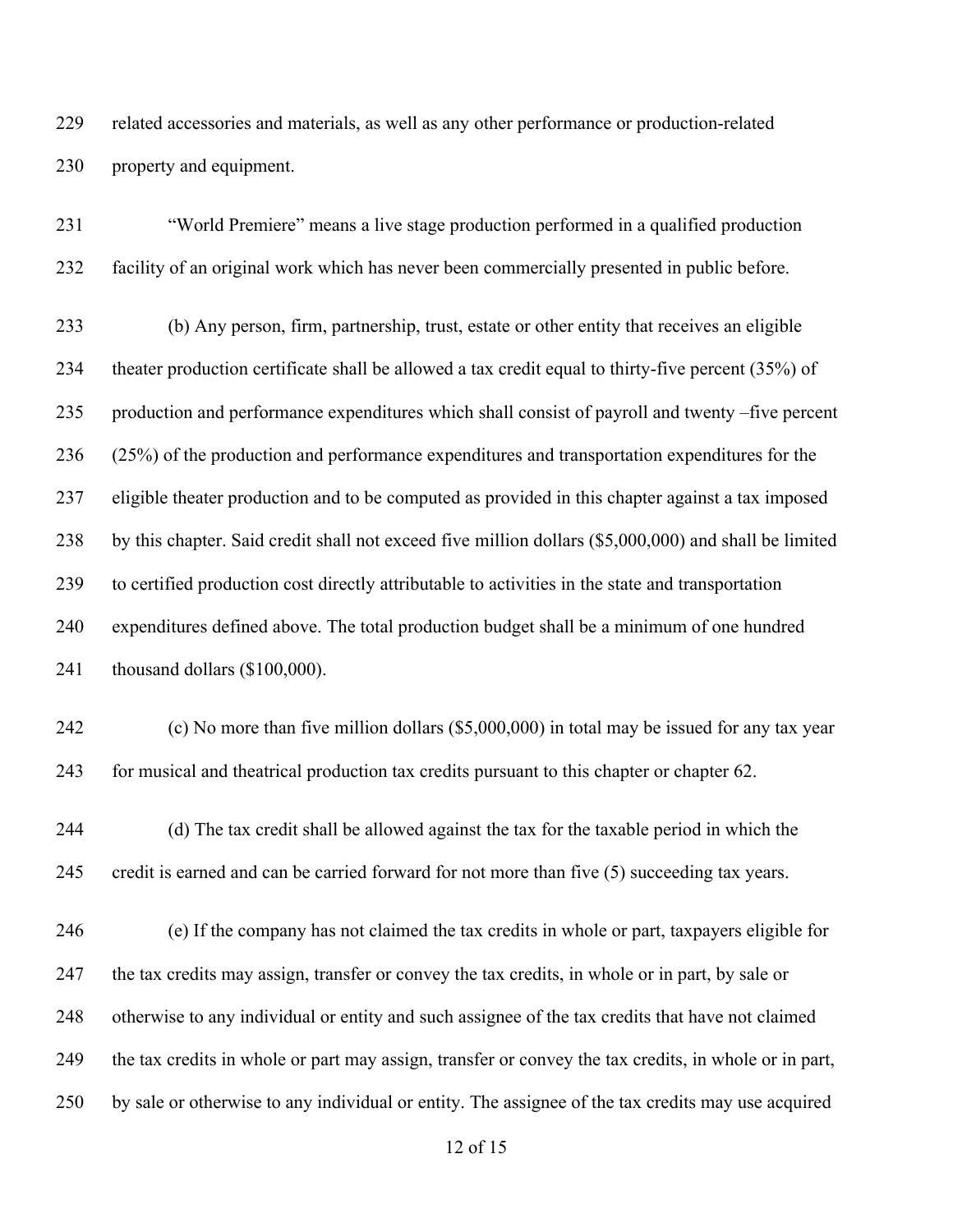229 related accessories and materials, as well as any other performance or production-related
230 property and equipment.

231 "World Premiere" means a live stage production performed in a qualified production
232 facility of an original work which has never been commercially presented in public before.

233 (b) Any person, firm, partnership, trust, estate or other entity that receives an eligible
234 theater production certificate shall be allowed a tax credit equal to thirty-five percent (35%) of
235 production and performance expenditures which shall consist of payroll and twenty –five percent
236 (25%) of the production and performance expenditures and transportation expenditures for the
237 eligible theater production and to be computed as provided in this chapter against a tax imposed
238 by this chapter. Said credit shall not exceed five million dollars ($5,000,000) and shall be limited
239 to certified production cost directly attributable to activities in the state and transportation
240 expenditures defined above. The total production budget shall be a minimum of one hundred
241 thousand dollars ($100,000).

242 (c) No more than five million dollars ($5,000,000) in total may be issued for any tax year
243 for musical and theatrical production tax credits pursuant to this chapter or chapter 62.

244 (d) The tax credit shall be allowed against the tax for the taxable period in which the
245 credit is earned and can be carried forward for not more than five (5) succeeding tax years.

246 (e) If the company has not claimed the tax credits in whole or part, taxpayers eligible for
247 the tax credits may assign, transfer or convey the tax credits, in whole or in part, by sale or
248 otherwise to any individual or entity and such assignee of the tax credits that have not claimed
249 the tax credits in whole or part may assign, transfer or convey the tax credits, in whole or in part,
250 by sale or otherwise to any individual or entity. The assignee of the tax credits may use acquired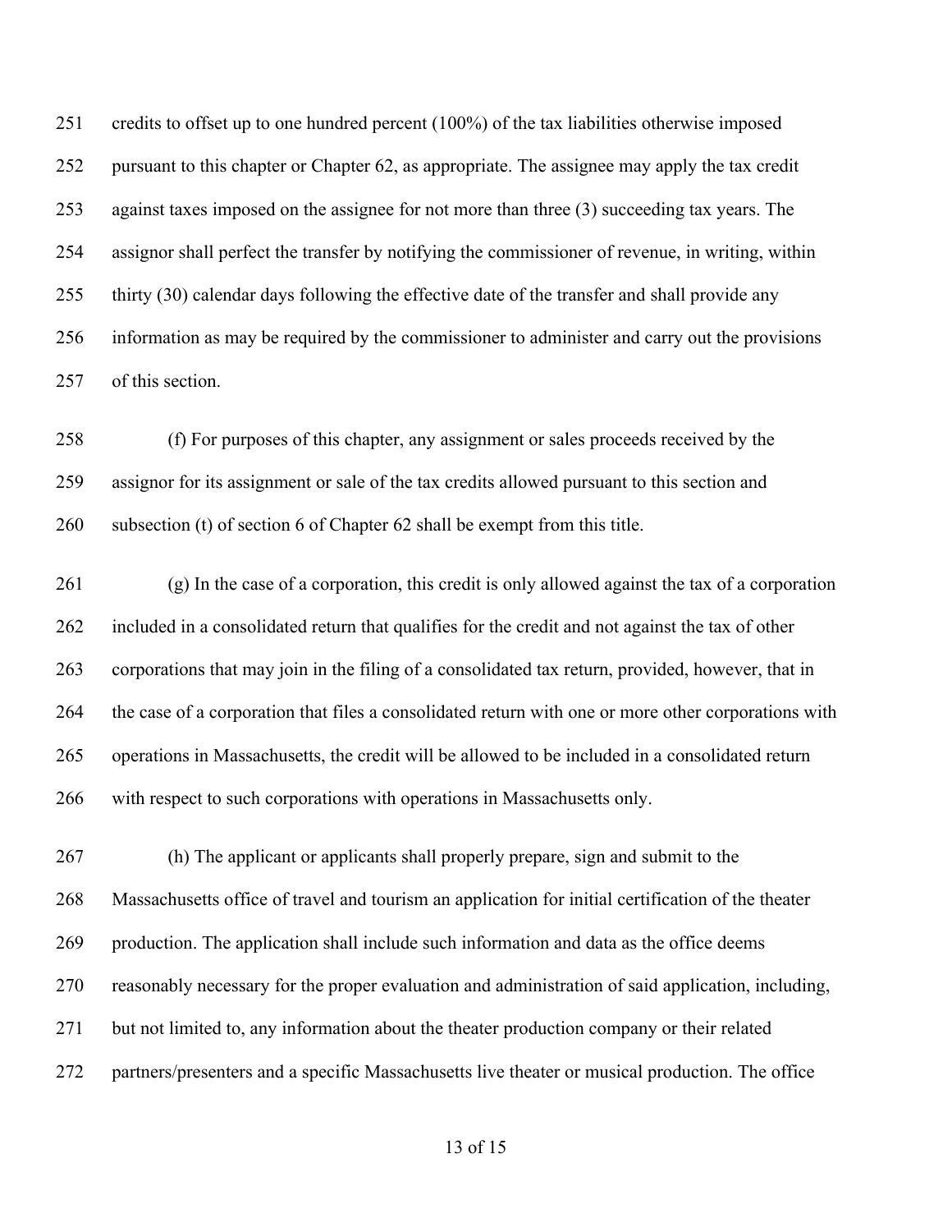credits to offset up to one hundred percent (100%) of the tax liabilities otherwise imposed pursuant to this chapter or Chapter 62, as appropriate. The assignee may apply the tax credit against taxes imposed on the assignee for not more than three (3) succeeding tax years. The assignor shall perfect the transfer by notifying the commissioner of revenue, in writing, within thirty (30) calendar days following the effective date of the transfer and shall provide any information as may be required by the commissioner to administer and carry out the provisions of this section.

(f) For purposes of this chapter, any assignment or sales proceeds received by the assignor for its assignment or sale of the tax credits allowed pursuant to this section and subsection (t) of section 6 of Chapter 62 shall be exempt from this title.

(g) In the case of a corporation, this credit is only allowed against the tax of a corporation included in a consolidated return that qualifies for the credit and not against the tax of other corporations that may join in the filing of a consolidated tax return, provided, however, that in the case of a corporation that files a consolidated return with one or more other corporations with operations in Massachusetts, the credit will be allowed to be included in a consolidated return with respect to such corporations with operations in Massachusetts only.

(h) The applicant or applicants shall properly prepare, sign and submit to the Massachusetts office of travel and tourism an application for initial certification of the theater production. The application shall include such information and data as the office deems reasonably necessary for the proper evaluation and administration of said application, including, but not limited to, any information about the theater production company or their related partners/presenters and a specific Massachusetts live theater or musical production. The office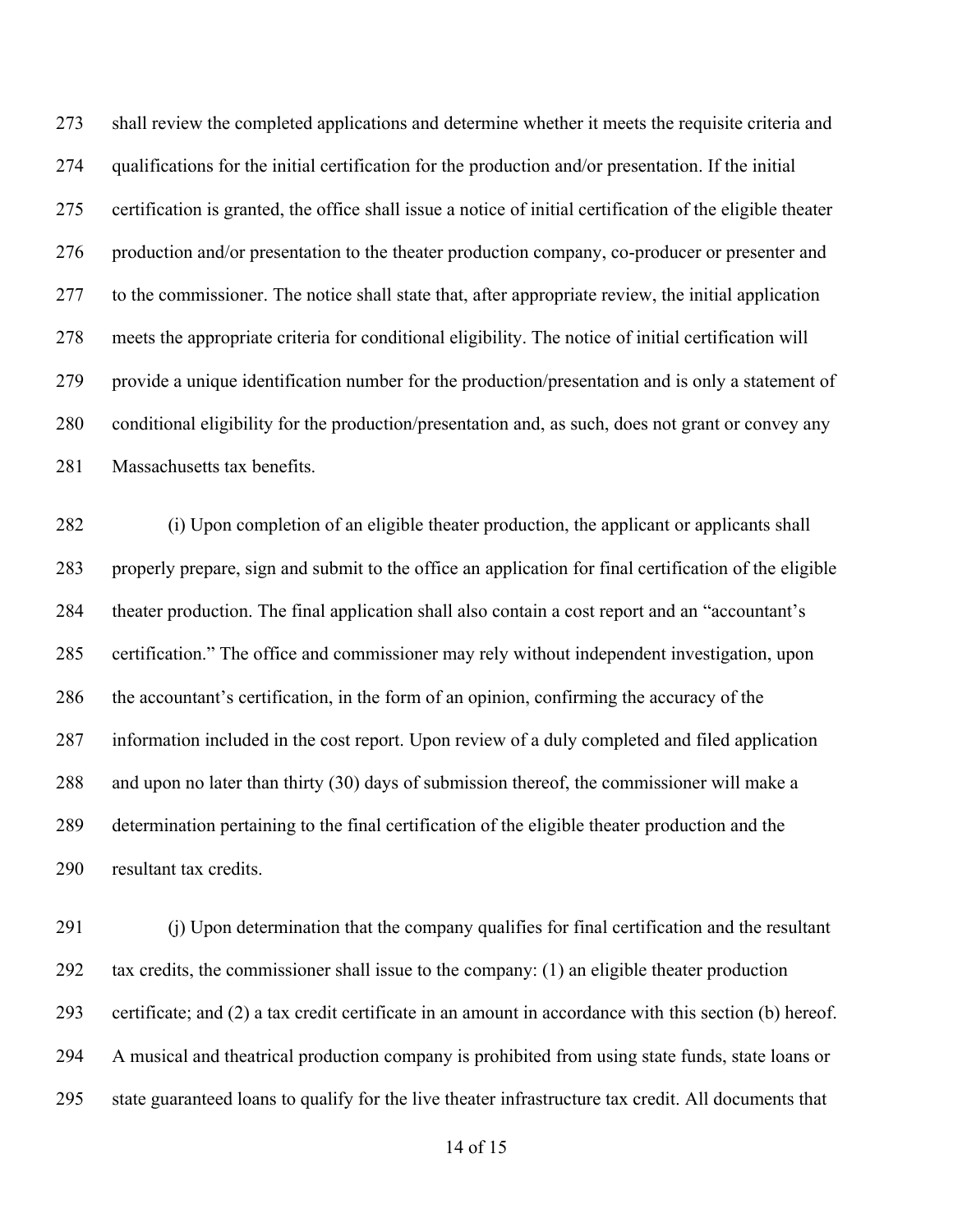shall review the completed applications and determine whether it meets the requisite criteria and qualifications for the initial certification for the production and/or presentation. If the initial certification is granted, the office shall issue a notice of initial certification of the eligible theater production and/or presentation to the theater production company, co-producer or presenter and to the commissioner. The notice shall state that, after appropriate review, the initial application meets the appropriate criteria for conditional eligibility. The notice of initial certification will provide a unique identification number for the production/presentation and is only a statement of conditional eligibility for the production/presentation and, as such, does not grant or convey any Massachusetts tax benefits.

(i) Upon completion of an eligible theater production, the applicant or applicants shall properly prepare, sign and submit to the office an application for final certification of the eligible theater production. The final application shall also contain a cost report and an "accountant's certification." The office and commissioner may rely without independent investigation, upon the accountant's certification, in the form of an opinion, confirming the accuracy of the information included in the cost report. Upon review of a duly completed and filed application and upon no later than thirty (30) days of submission thereof, the commissioner will make a determination pertaining to the final certification of the eligible theater production and the resultant tax credits.

(j) Upon determination that the company qualifies for final certification and the resultant tax credits, the commissioner shall issue to the company: (1) an eligible theater production certificate; and (2) a tax credit certificate in an amount in accordance with this section (b) hereof. A musical and theatrical production company is prohibited from using state funds, state loans or state guaranteed loans to qualify for the live theater infrastructure tax credit. All documents that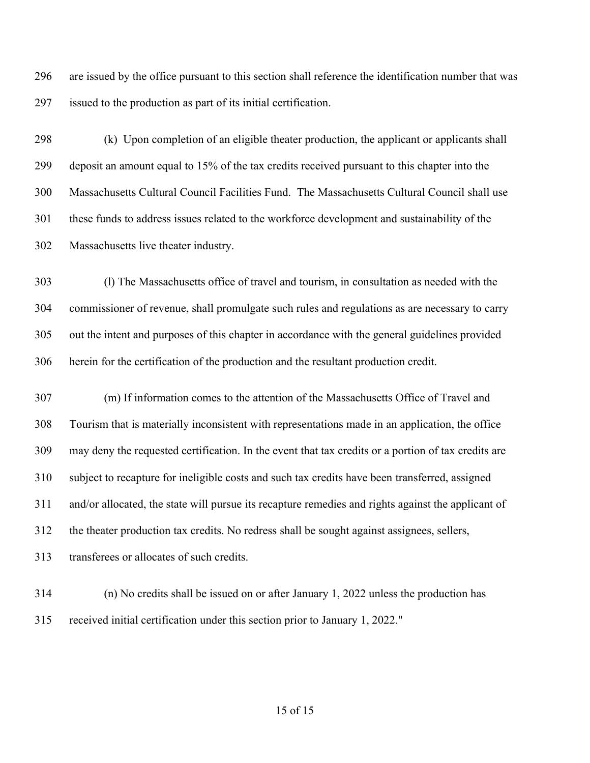are issued by the office pursuant to this section shall reference the identification number that was issued to the production as part of its initial certification.

(k) Upon completion of an eligible theater production, the applicant or applicants shall deposit an amount equal to 15% of the tax credits received pursuant to this chapter into the Massachusetts Cultural Council Facilities Fund. The Massachusetts Cultural Council shall use these funds to address issues related to the workforce development and sustainability of the Massachusetts live theater industry.

(l) The Massachusetts office of travel and tourism, in consultation as needed with the commissioner of revenue, shall promulgate such rules and regulations as are necessary to carry out the intent and purposes of this chapter in accordance with the general guidelines provided herein for the certification of the production and the resultant production credit.

(m) If information comes to the attention of the Massachusetts Office of Travel and Tourism that is materially inconsistent with representations made in an application, the office may deny the requested certification. In the event that tax credits or a portion of tax credits are subject to recapture for ineligible costs and such tax credits have been transferred, assigned and/or allocated, the state will pursue its recapture remedies and rights against the applicant of the theater production tax credits. No redress shall be sought against assignees, sellers, transferees or allocates of such credits.

(n) No credits shall be issued on or after January 1, 2022 unless the production has received initial certification under this section prior to January 1, 2022."